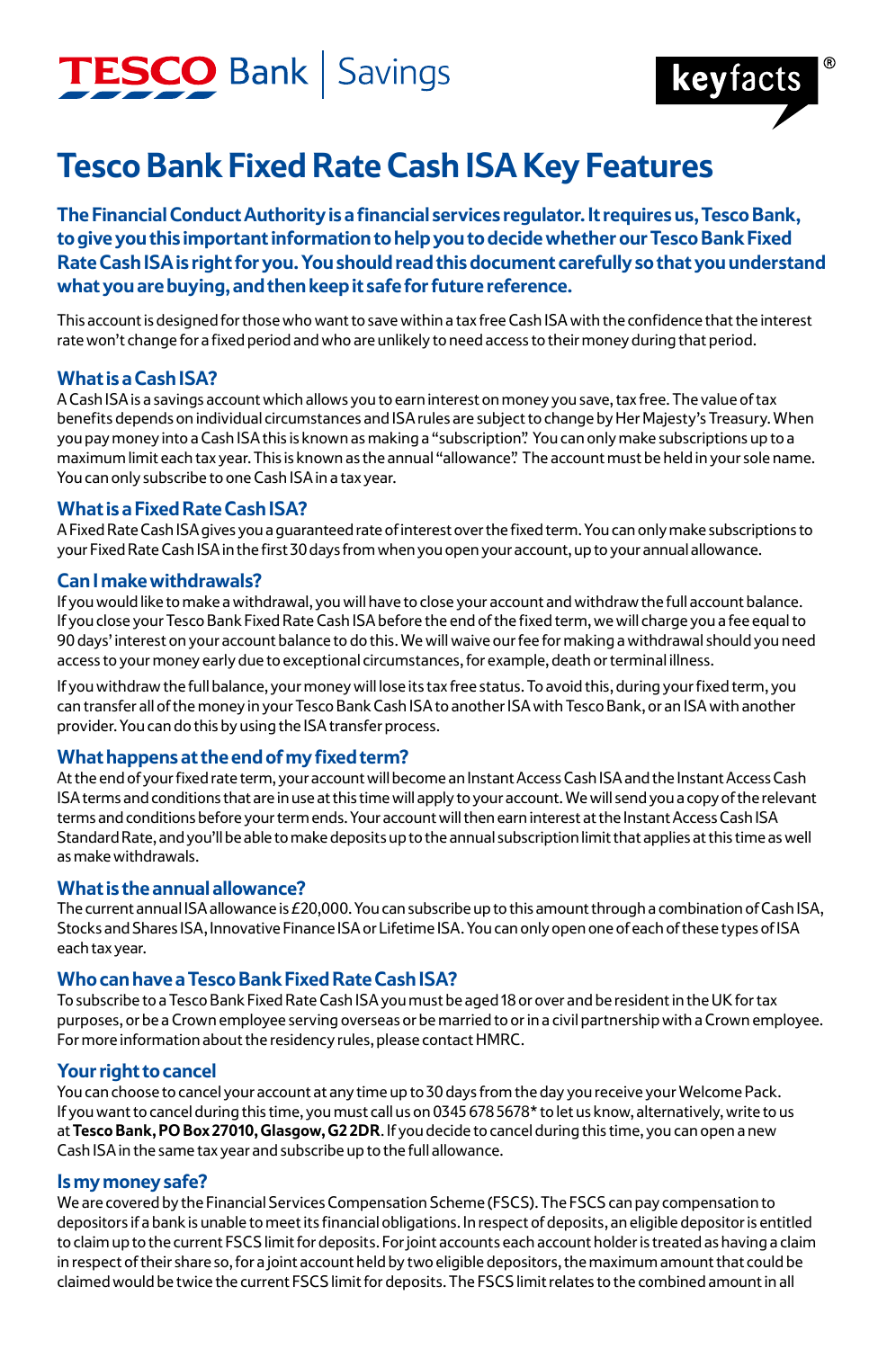TESCO Bank | Savings

keyfacts®

# Tesco Bank Fixed Rate Cash ISA Key Features

**The Financial Conduct Authority is a financial services regulator. It requires us, Tesco Bank, to give you this important information to help you to decide whether our Tesco Bank Fixed Rate Cash ISA is right for you. You should read this document carefully so that you understand what you are buying, and then keep it safe for future reference.**

This account is designed for those who want to save within a tax free Cash ISA with the confidence that the interest rate won't change for a fixed period and who are unlikely to need access to their money during that period.

## What is a Cash ISA?

A Cash ISA is a savings account which allows you to earn interest on money you save, tax free. The value of tax benefits depends on individual circumstances and ISA rules are subject to change by Her Majesty's Treasury. When you pay money into a Cash ISA this is known as making a "subscription". You can only make subscriptions up to a maximum limit each tax year. This is known as the annual "allowance". The account must be held in your sole name. You can only subscribe to one Cash ISA in a tax year.

## What is a Fixed Rate Cash ISA?

A Fixed Rate Cash ISA gives you a guaranteed rate of interest over the fixed term. You can only make subscriptions to your Fixed Rate Cash ISA in the first 30 days from when you open your account, up to your annual allowance.

## Can I make withdrawals?

If you would like to make a withdrawal, you will have to close your account and withdraw the full account balance. If you close your Tesco Bank Fixed Rate Cash ISA before the end of the fixed term, we will charge you a fee equal to 90 days' interest on your account balance to do this. We will waive our fee for making a withdrawal should you need access to your money early due to exceptional circumstances, for example, death or terminal illness.

If you withdraw the full balance, your money will lose its tax free status. To avoid this, during your fixed term, you can transfer all of the money in your Tesco Bank Cash ISA to another ISA with Tesco Bank, or an ISA with another provider. You can do this by using the ISA transfer process.

## What happens at the end of my fixed term?

At the end of your fixed rate term, your account will become an Instant Access Cash ISA and the Instant Access Cash ISA terms and conditions that are in use at this time will apply to your account. We will send you a copy of the relevant terms and conditions before your term ends. Your account will then earn interest at the Instant Access Cash ISA Standard Rate, and you'll be able to make deposits up to the annual subscription limit that applies at this time as well as make withdrawals.

## What is the annual allowance?

The current annual ISA allowance is £20,000. You can subscribe up to this amount through a combination of Cash ISA, Stocks and Shares ISA, Innovative Finance ISA or Lifetime ISA. You can only open one of each of these types of ISA each tax year.

## Who can have a Tesco Bank Fixed Rate Cash ISA?

To subscribe to a Tesco Bank Fixed Rate Cash ISA you must be aged 18 or over and be resident in the UK for tax purposes, or be a Crown employee serving overseas or be married to or in a civil partnership with a Crown employee. For more information about the residency rules, please contact HMRC.

## Your right to cancel

You can choose to cancel your account at any time up to 30 days from the day you receive your Welcome Pack. If you want to cancel during this time, you must call us on 0345 678 5678* to let us know, alternatively, write to us at **Tesco Bank, PO Box 27010, Glasgow, G2 2DR**. If you decide to cancel during this time, you can open a new Cash ISA in the same tax year and subscribe up to the full allowance.

## Is my money safe?

We are covered by the Financial Services Compensation Scheme (FSCS). The FSCS can pay compensation to depositors if a bank is unable to meet its financial obligations. In respect of deposits, an eligible depositor is entitled to claim up to the current FSCS limit for deposits. For joint accounts each account holder is treated as having a claim in respect of their share so, for a joint account held by two eligible depositors, the maximum amount that could be claimed would be twice the current FSCS limit for deposits. The FSCS limit relates to the combined amount in all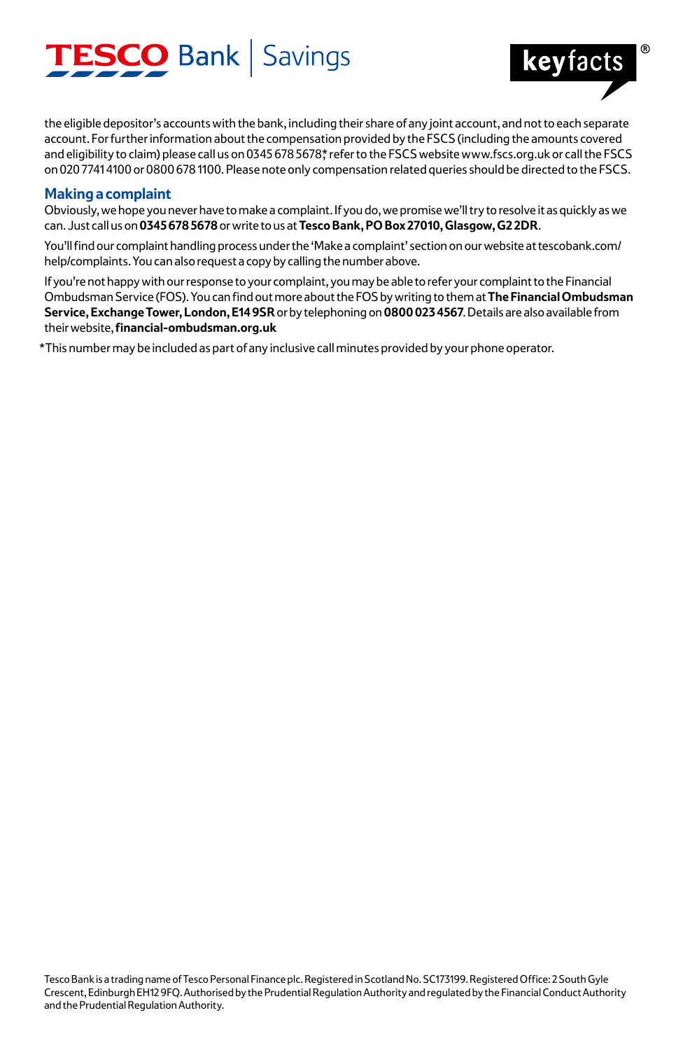the eligible depositor's accounts with the bank, including their share of any joint account, and not to each separate account. For further information about the compensation provided by the FSCS (including the amounts covered and eligibility to claim) please call us on 0345 678 5678*, refer to the FSCS website www.fscs.org.uk or call the FSCS on 020 7741 4100 or 0800 678 1100. Please note only compensation related queries should be directed to the FSCS.

## Making a complaint

Obviously, we hope you never have to make a complaint. If you do, we promise we'll try to resolve it as quickly as we can. Just call us on **0345 678 5678** or write to us at **Tesco Bank, PO Box 27010, Glasgow, G2 2DR**.

You'll find our complaint handling process under the 'Make a complaint' section on our website at tescobank.com/help/complaints. You can also request a copy by calling the number above.

If you're not happy with our response to your complaint, you may be able to refer your complaint to the Financial Ombudsman Service (FOS). You can find out more about the FOS by writing to them at **The Financial Ombudsman Service, Exchange Tower, London, E14 9SR** or by telephoning on **0800 023 4567**. Details are also available from their website, **financial-ombudsman.org.uk**

*This number may be included as part of any inclusive call minutes provided by your phone operator.

Tesco Bank is a trading name of Tesco Personal Finance plc. Registered in Scotland No. SC173199. Registered Office: 2 South Gyle Crescent, Edinburgh EH12 9FQ. Authorised by the Prudential Regulation Authority and regulated by the Financial Conduct Authority and the Prudential Regulation Authority.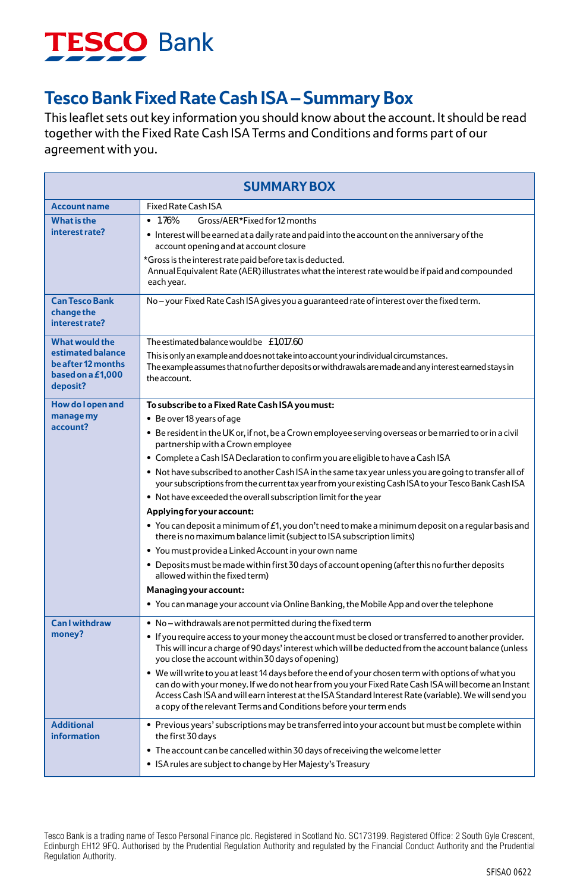TESCO Bank

# Tesco Bank Fixed Rate Cash ISA – Summary Box

This leaflet sets out key information you should know about the account. It should be read together with the Fixed Rate Cash ISA Terms and Conditions and forms part of our agreement with you.

| SUMMARY BOX | |
|---|---|
| **Account name** | Fixed Rate Cash ISA |
| **What is the interest rate?** | • 1.76% Gross/AER*Fixed for 12 months<br>• Interest will be earned at a daily rate and paid into the account on the anniversary of the account opening and at account closure<br>*Gross is the interest rate paid before tax is deducted.<br>Annual Equivalent Rate (AER) illustrates what the interest rate would be if paid and compounded each year. |
| **Can Tesco Bank change the interest rate?** | No – your Fixed Rate Cash ISA gives you a guaranteed rate of interest over the fixed term. |
| **What would the estimated balance be after 12 months based on a £1,000 deposit?** | The estimated balance would be £1,017.60<br>This is only an example and does not take into account your individual circumstances.<br>The example assumes that no further deposits or withdrawals are made and any interest earned stays in the account. |
| **How do I open and manage my account?** | **To subscribe to a Fixed Rate Cash ISA you must:**<br>• Be over 18 years of age<br>• Be resident in the UK or, if not, be a Crown employee serving overseas or be married to or in a civil partnership with a Crown employee<br>• Complete a Cash ISA Declaration to confirm you are eligible to have a Cash ISA<br>• Not have subscribed to another Cash ISA in the same tax year unless you are going to transfer all of your subscriptions from the current tax year from your existing Cash ISA to your Tesco Bank Cash ISA<br>• Not have exceeded the overall subscription limit for the year<br>**Applying for your account:**<br>• You can deposit a minimum of £1, you don't need to make a minimum deposit on a regular basis and there is no maximum balance limit (subject to ISA subscription limits)<br>• You must provide a Linked Account in your own name<br>• Deposits must be made within first 30 days of account opening (after this no further deposits allowed within the fixed term)<br>**Managing your account:**<br>• You can manage your account via Online Banking, the Mobile App and over the telephone |
| **Can I withdraw money?** | • No – withdrawals are not permitted during the fixed term<br>• If you require access to your money the account must be closed or transferred to another provider. This will incur a charge of 90 days' interest which will be deducted from the account balance (unless you close the account within 30 days of opening)<br>• We will write to you at least 14 days before the end of your chosen term with options of what you can do with your money. If we do not hear from you your Fixed Rate Cash ISA will become an Instant Access Cash ISA and will earn interest at the ISA Standard Interest Rate (variable). We will send you a copy of the relevant Terms and Conditions before your term ends |
| **Additional information** | • Previous years' subscriptions may be transferred into your account but must be complete within the first 30 days<br>• The account can be cancelled within 30 days of receiving the welcome letter<br>• ISA rules are subject to change by Her Majesty's Treasury |

Tesco Bank is a trading name of Tesco Personal Finance plc. Registered in Scotland No. SC173199. Registered Office: 2 South Gyle Crescent, Edinburgh EH12 9FQ. Authorised by the Prudential Regulation Authority and regulated by the Financial Conduct Authority and the Prudential Regulation Authority.

SFISAO 0622